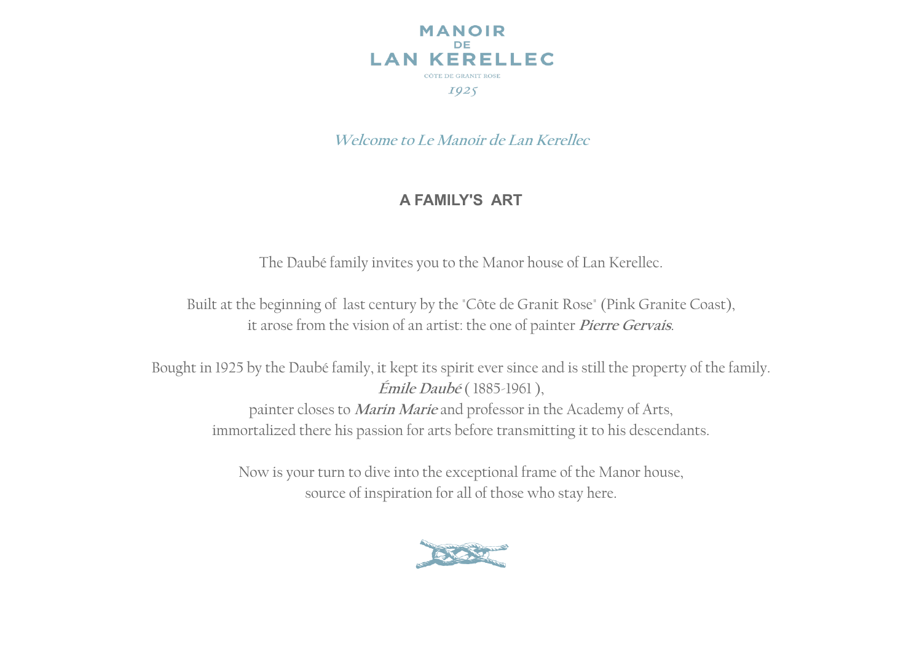# MANOIR DE LAN KERELLEC

CÔTE DE GRANIT ROSE

*1925*

## *Welcome to Le Manoir de Lan Kerellec*

### A FAMILY'S ART

The Daubé family invites you to the Manor house of Lan Kerellec.

Built at the beginning of last century by the "Côte de Granit Rose" (Pink Granite Coast),
it arose from the vision of an artist: the one of painter ***Pierre Gervais***.

Bought in 1925 by the Daubé family, it kept its spirit ever since and is still the property of the family.
***Émile Daubé*** ( 1885-1961 ),
painter closes to ***Marin Marie*** and professor in the Academy of Arts,
immortalized there his passion for arts before transmitting it to his descendants.

Now is your turn to dive into the exceptional frame of the Manor house,
source of inspiration for all of those who stay here.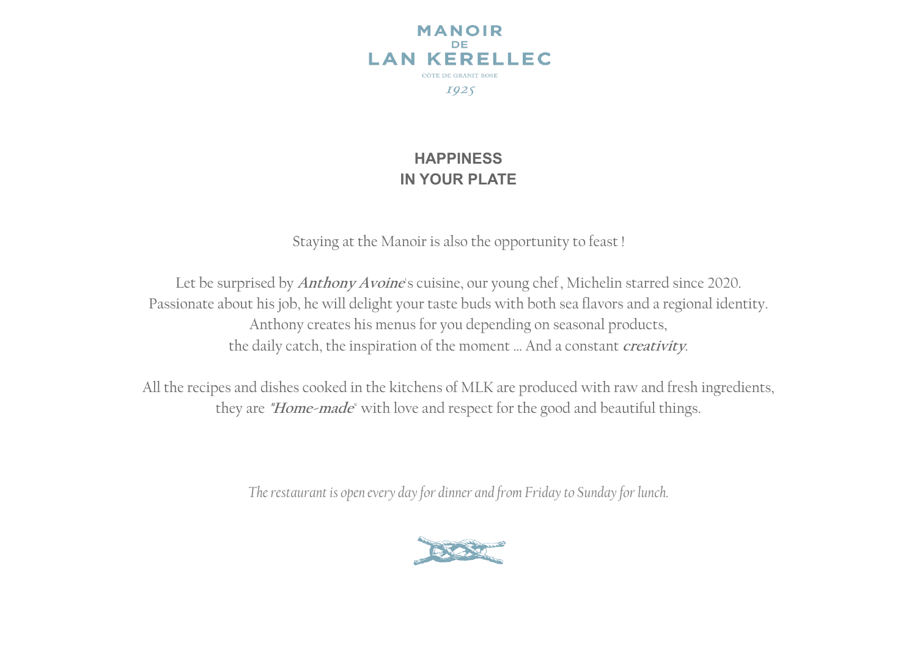MANOIR DE LAN KERELLEC

CÔTE DE GRANIT ROSE

1925

## HAPPINESS
## IN YOUR PLATE

Staying at the Manoir is also the opportunity to feast !

Let be surprised by ***Anthony Avoine***'s cuisine, our young chef , Michelin starred since 2020.
Passionate about his job, he will delight your taste buds with both sea flavors and a regional identity.
Anthony creates his menus for you depending on seasonal products,
the daily catch, the inspiration of the moment ... And a constant ***creativity***.

All the recipes and dishes cooked in the kitchens of MLK are produced with raw and fresh ingredients,
they are ***"Home-made"*** with love and respect for the good and beautiful things.

*The restaurant is open every day for dinner and from Friday to Sunday for lunch.*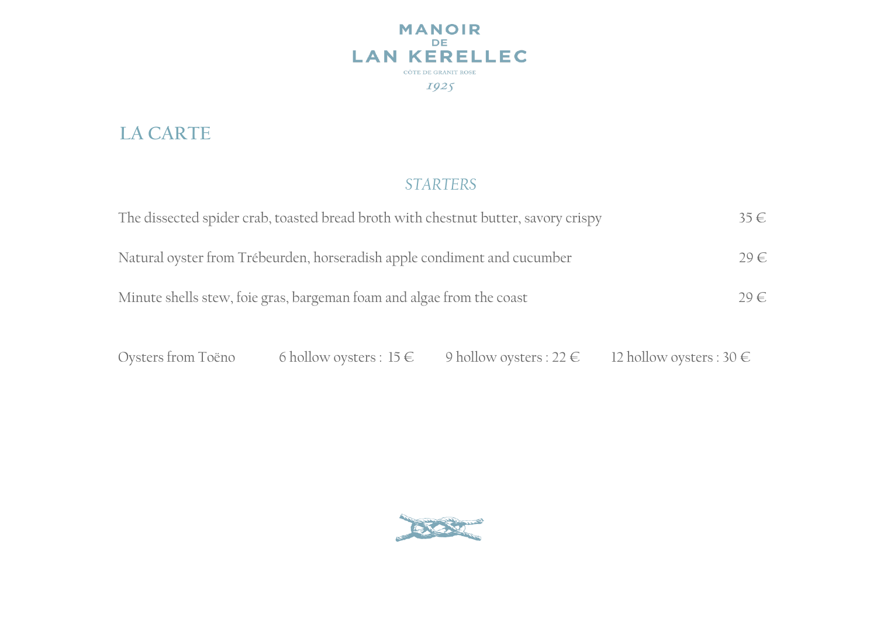MANOIR
DE
LAN KERELLEC
CÔTE DE GRANIT ROSE
1925

# LA CARTE

## *STARTERS*

The dissected spider crab, toasted bread broth with chestnut butter, savory crispy 35 €

Natural oyster from Trébeurden, horseradish apple condiment and cucumber 29 €

Minute shells stew, foie gras, bargeman foam and algae from the coast 29 €

Oysters from Toëno | 6 hollow oysters : 15 € | 9 hollow oysters : 22 € | 12 hollow oysters : 30 €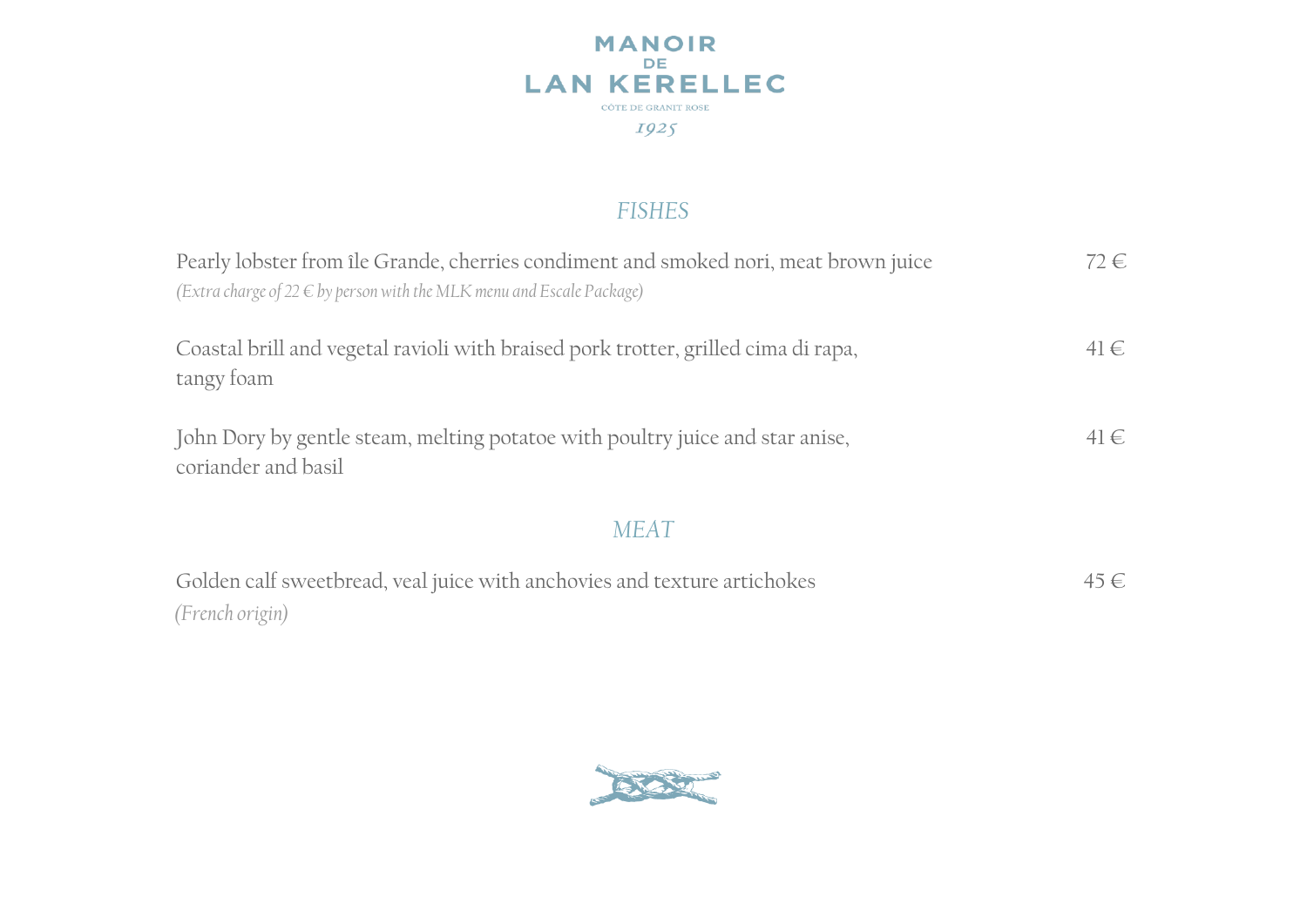# MANOIR DE LAN KERELLEC

CÔTE DE GRANIT ROSE

*1925*

## *FISHES*

Pearly lobster from île Grande, cherries condiment and smoked nori, meat brown juice — 72 €
*(Extra charge of 22 € by person with the MLK menu and Escale Package)*

Coastal brill and vegetal ravioli with braised pork trotter, grilled cima di rapa, tangy foam — 41 €

John Dory by gentle steam, melting potatoe with poultry juice and star anise, coriander and basil — 41 €

## *MEAT*

Golden calf sweetbread, veal juice with anchovies and texture artichokes — 45 €
*(French origin)*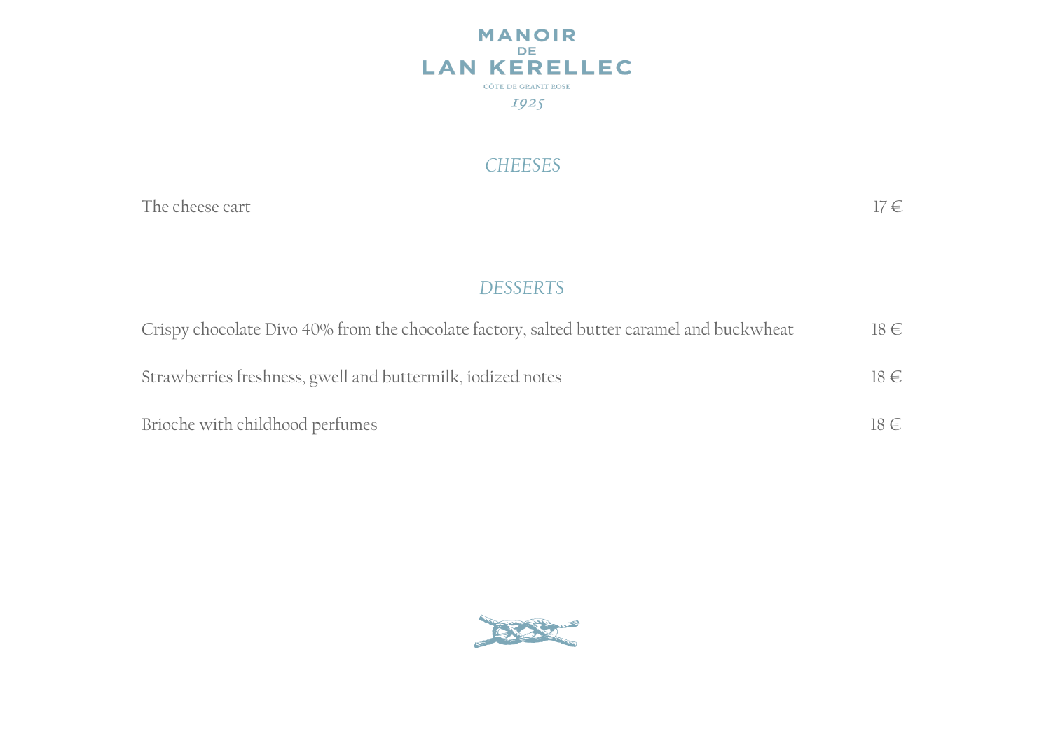MANOIR DE LAN KERELLEC

CÔTE DE GRANIT ROSE

1925

## *CHEESES*

The cheese cart 17 €

## *DESSERTS*

Crispy chocolate Divo 40% from the chocolate factory, salted butter caramel and buckwheat 18 €

Strawberries freshness, gwell and buttermilk, iodized notes 18 €

Brioche with childhood perfumes 18 €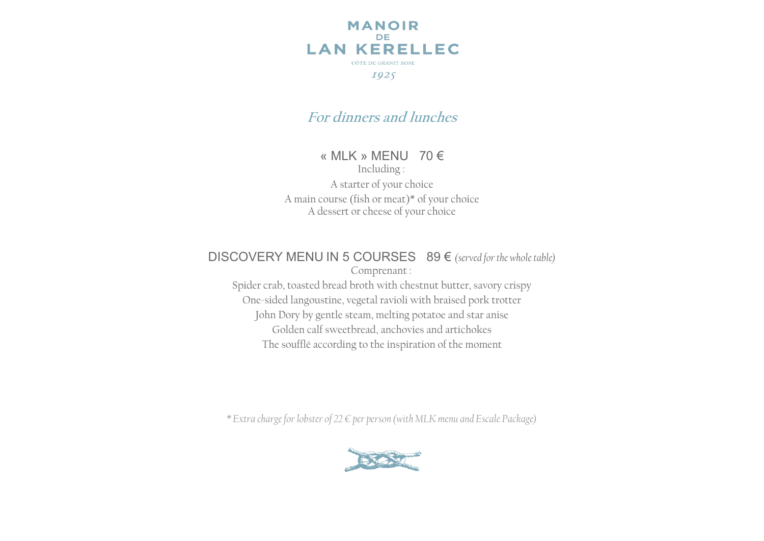MANOIR DE LAN KERELLEC

CÔTE DE GRANIT ROSE

1925

## *For dinners and lunches*

### « MLK » MENU 70 €

Including :

A starter of your choice

A main course (fish or meat)* of your choice

A dessert or cheese of your choice

### DISCOVERY MENU IN 5 COURSES 89 € *(served for the whole table)*

Comprenant :

Spider crab, toasted bread broth with chestnut butter, savory crispy

One-sided langoustine, vegetal ravioli with braised pork trotter

John Dory by gentle steam, melting potatoe and star anise

Golden calf sweetbread, anchovies and artichokes

The soufflé according to the inspiration of the moment

*\* Extra charge for lobster of 22 € per person (with MLK menu and Escale Package)*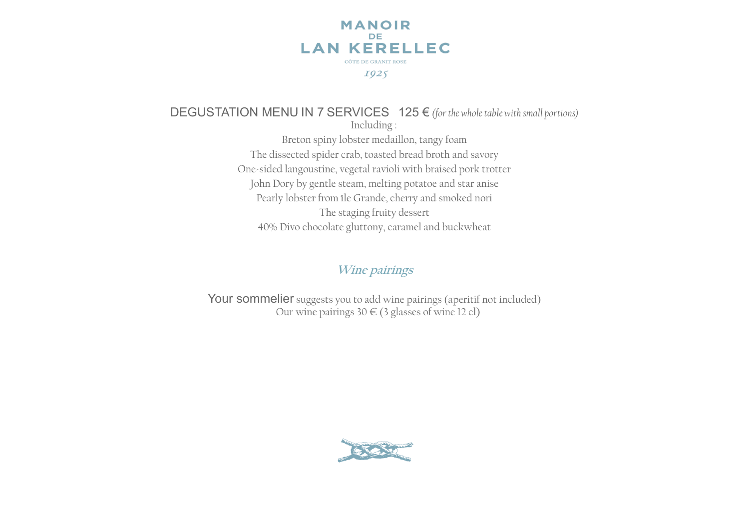MANOIR
DE
LAN KERELLEC

CÔTE DE GRANIT ROSE

*1925*

## DEGUSTATION MENU IN 7 SERVICES 125 € *(for the whole table with small portions)*

Including :

Breton spiny lobster medaillon, tangy foam

The dissected spider crab, toasted bread broth and savory

One-sided langoustine, vegetal ravioli with braised pork trotter

John Dory by gentle steam, melting potatoe and star anise

Pearly lobster from île Grande, cherry and smoked nori

The staging fruity dessert

40% Divo chocolate gluttony, caramel and buckwheat

## *Wine pairings*

Your sommelier suggests you to add wine pairings (aperitif not included)
Our wine pairings 30 € (3 glasses of wine 12 cl)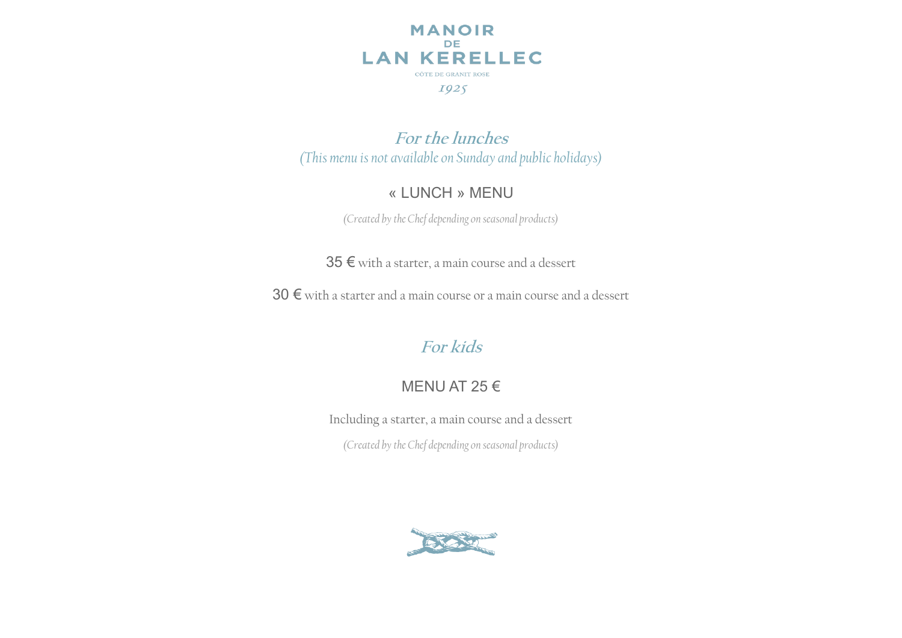MANOIR DE LAN KERELLEC

CÔTE DE GRANIT ROSE

1925

## *For the lunches*

*(This menu is not available on Sunday and public holidays)*

### « LUNCH » MENU

*(Created by the Chef depending on seasonal products)*

35 € with a starter, a main course and a dessert

30 € with a starter and a main course or a main course and a dessert

## *For kids*

### MENU AT 25 €

Including a starter, a main course and a dessert

*(Created by the Chef depending on seasonal products)*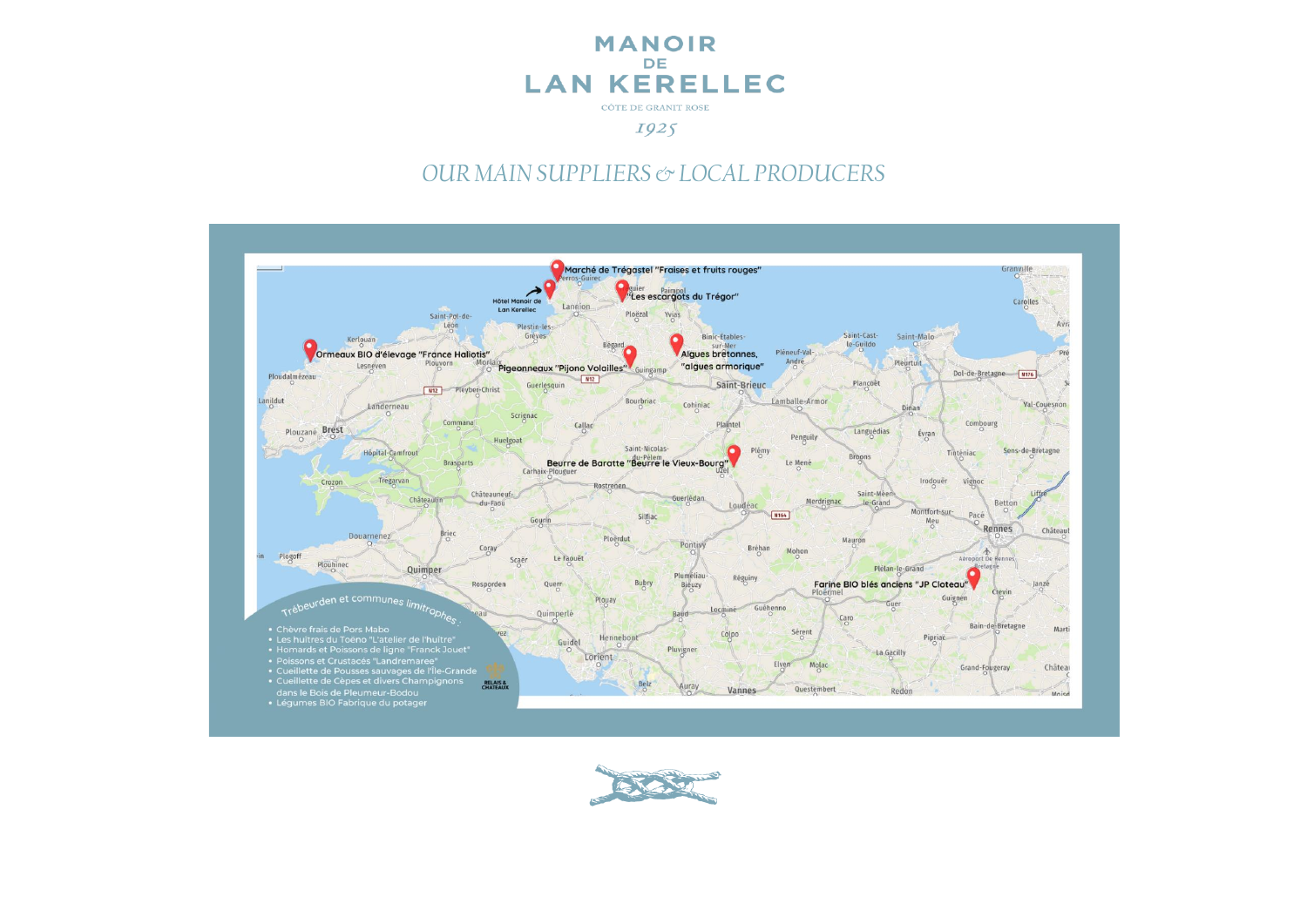# MANOIR DE LAN KERELLEC

CÔTE DE GRANIT ROSE

*1925*

## *OUR MAIN SUPPLIERS & LOCAL PRODUCERS*

Marché de Trégastel "Fraises et fruits rouges"

Hôtel Manoir de Lan Kerellec

"Les escargots du Trégor"

Ormeaux BIO d'élevage "France Haliotis"

Pigeonneaux "Pijono Volailles"

Algues bretonnes, "algues armorique"

Beurre de Baratte "Beurre le Vieux-Bourg"

Farine BIO blés anciens "JP Cloteau"

Trébeurden et communes limitrophes :

- Chèvre frais de Pors Mabo
- Les huîtres du Toëno "L'atelier de l'huître"
- Homards et Poissons de ligne "Franck Jouet"
- Poissons et Crustacés "Landremaree"
- Cueillette de Pousses sauvages de l'Île-Grande
- Cueillette de Cèpes et divers Champignons dans le Bois de Pleumeur-Bodou
- Légumes BIO Fabrique du potager

RELAIS & CHÂTEAUX